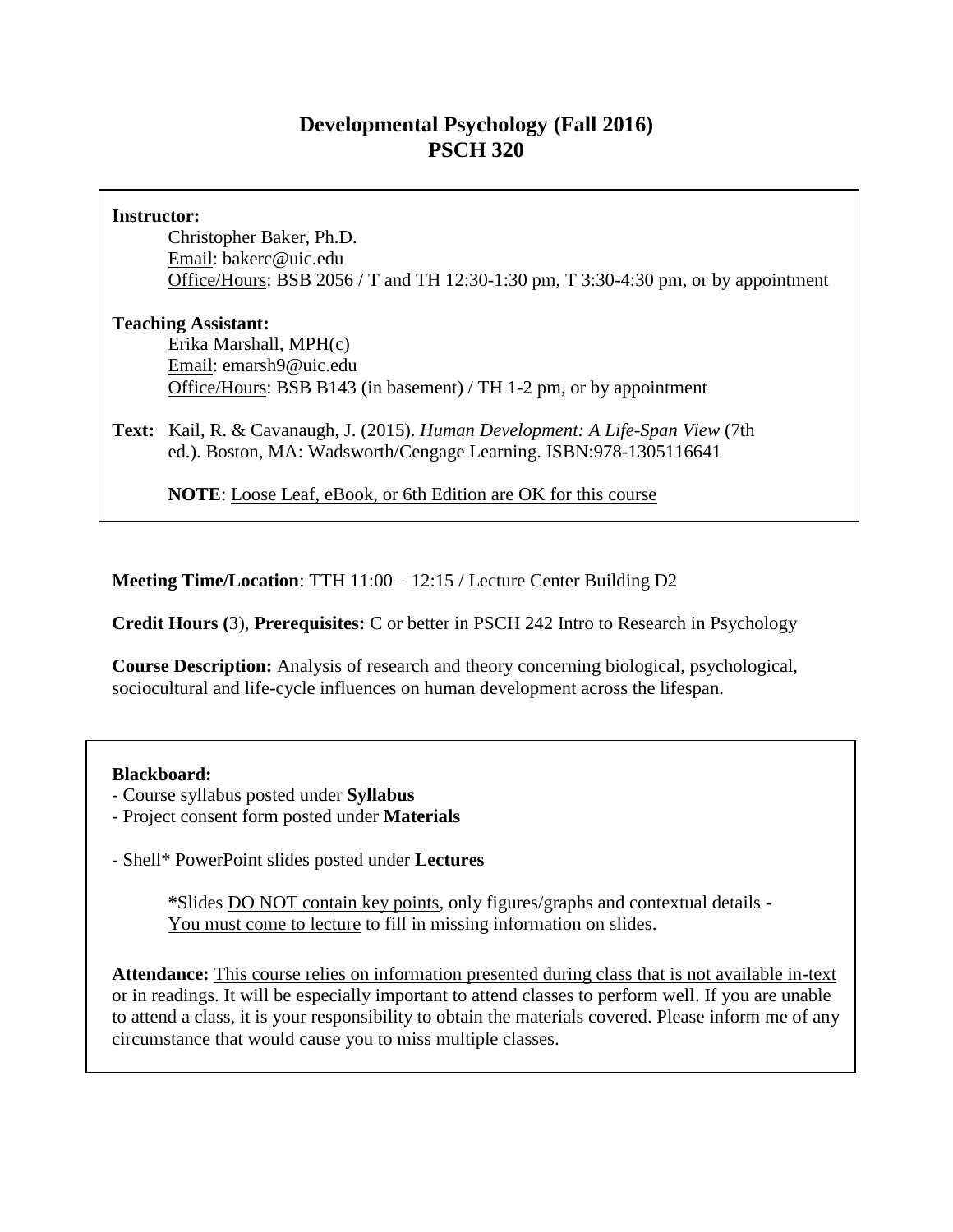# Developmental Psychology (Fall 2016)
# PSCH 320

**Instructor:**
Christopher Baker, Ph.D.
Email: bakerc@uic.edu
Office/Hours: BSB 2056 / T and TH 12:30-1:30 pm, T 3:30-4:30 pm, or by appointment

**Teaching Assistant:**
Erika Marshall, MPH(c)
Email: emarsh9@uic.edu
Office/Hours: BSB B143 (in basement) / TH 1-2 pm, or by appointment

**Text:** Kail, R. & Cavanaugh, J. (2015). *Human Development: A Life-Span View* (7th ed.). Boston, MA: Wadsworth/Cengage Learning. ISBN:978-1305116641

**NOTE**: Loose Leaf, eBook, or 6th Edition are OK for this course

**Meeting Time/Location**: TTH 11:00 – 12:15 / Lecture Center Building D2

**Credit Hours (**3), **Prerequisites:** C or better in PSCH 242 Intro to Research in Psychology

**Course Description:** Analysis of research and theory concerning biological, psychological, sociocultural and life-cycle influences on human development across the lifespan.

**Blackboard:**
- Course syllabus posted under **Syllabus**
- Project consent form posted under **Materials**

- Shell* PowerPoint slides posted under **Lectures**

**\***Slides DO NOT contain key points, only figures/graphs and contextual details - You must come to lecture to fill in missing information on slides.

**Attendance:** This course relies on information presented during class that is not available in-text or in readings. It will be especially important to attend classes to perform well. If you are unable to attend a class, it is your responsibility to obtain the materials covered. Please inform me of any circumstance that would cause you to miss multiple classes.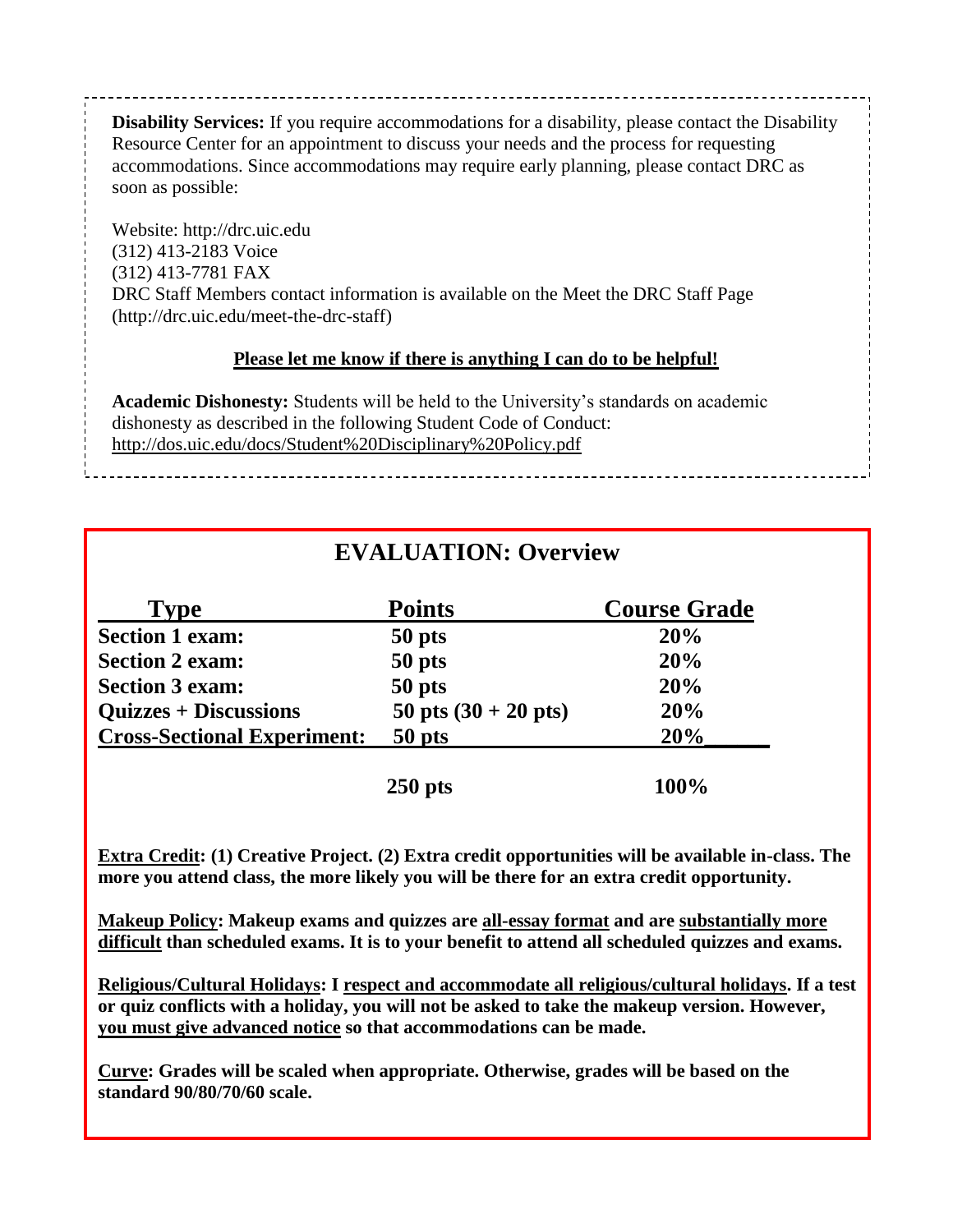**Disability Services:** If you require accommodations for a disability, please contact the Disability Resource Center for an appointment to discuss your needs and the process for requesting accommodations. Since accommodations may require early planning, please contact DRC as soon as possible:

Website: http://drc.uic.edu
(312) 413-2183 Voice
(312) 413-7781 FAX
DRC Staff Members contact information is available on the Meet the DRC Staff Page (http://drc.uic.edu/meet-the-drc-staff)

**Please let me know if there is anything I can do to be helpful!**

**Academic Dishonesty:** Students will be held to the University's standards on academic dishonesty as described in the following Student Code of Conduct: http://dos.uic.edu/docs/Student%20Disciplinary%20Policy.pdf

## EVALUATION: Overview

| Type | Points | Course Grade |
|---|---|---|
| **Section 1 exam:** | **50 pts** | **20%** |
| **Section 2 exam:** | **50 pts** | **20%** |
| **Section 3 exam:** | **50 pts** | **20%** |
| **Quizzes + Discussions** | **50 pts (30 + 20 pts)** | **20%** |
| **Cross-Sectional Experiment:** | **50 pts** | **20%** |
| | **250 pts** | **100%** |

**Extra Credit: (1) Creative Project. (2) Extra credit opportunities will be available in-class. The more you attend class, the more likely you will be there for an extra credit opportunity.**

**Makeup Policy: Makeup exams and quizzes are all-essay format and are substantially more difficult than scheduled exams. It is to your benefit to attend all scheduled quizzes and exams.**

**Religious/Cultural Holidays: I respect and accommodate all religious/cultural holidays. If a test or quiz conflicts with a holiday, you will not be asked to take the makeup version. However, you must give advanced notice so that accommodations can be made.**

**Curve: Grades will be scaled when appropriate. Otherwise, grades will be based on the standard 90/80/70/60 scale.**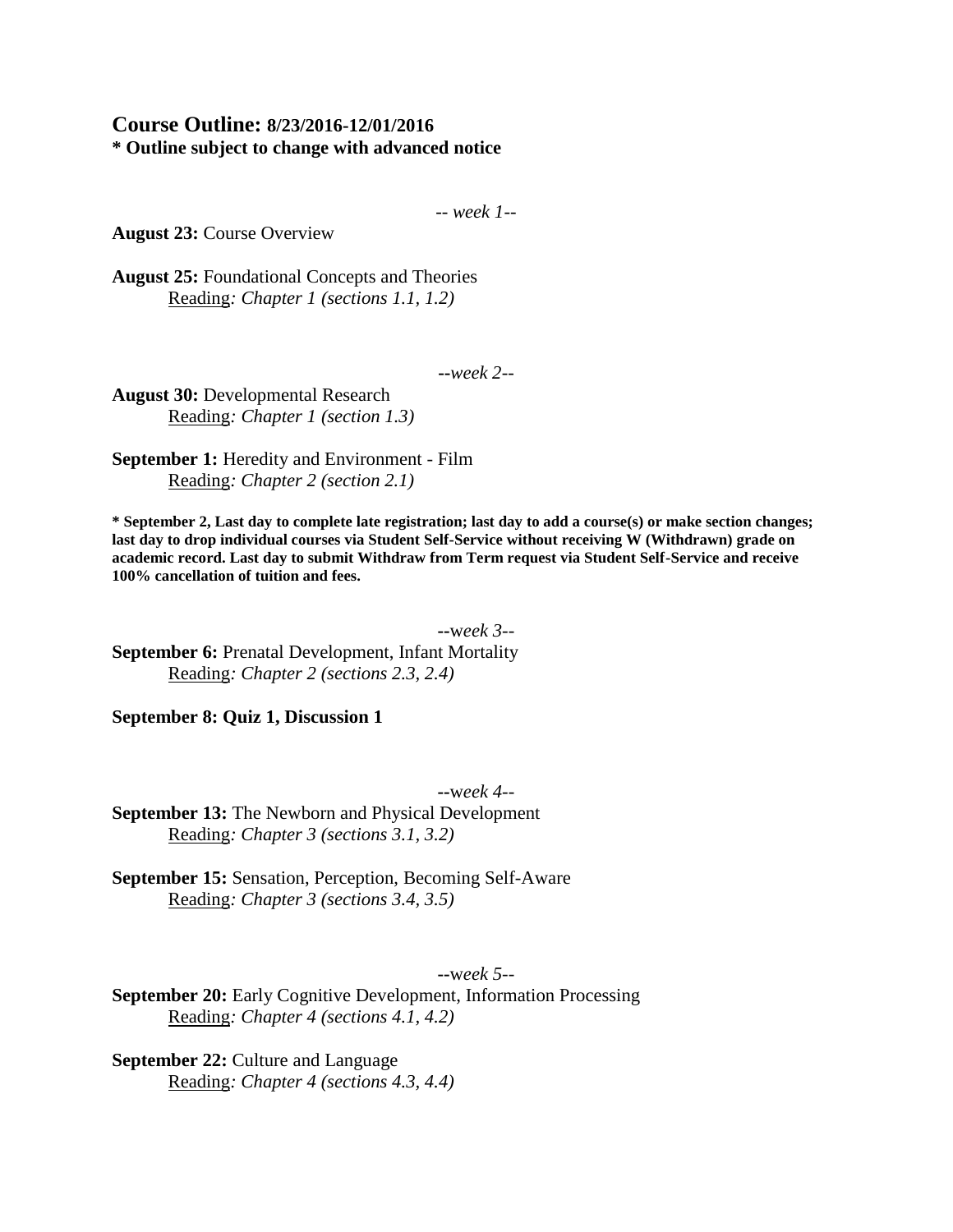## Course Outline: 8/23/2016-12/01/2016

**\* Outline subject to change with advanced notice**

*-- week 1--*

**August 23:** Course Overview

**August 25:** Foundational Concepts and Theories
Reading*: Chapter 1 (sections 1.1, 1.2)*

*--week 2--*

**August 30:** Developmental Research
Reading*: Chapter 1 (section 1.3)*

**September 1:** Heredity and Environment - Film
Reading*: Chapter 2 (section 2.1)*

**\* September 2, Last day to complete late registration; last day to add a course(s) or make section changes; last day to drop individual courses via Student Self-Service without receiving W (Withdrawn) grade on academic record. Last day to submit Withdraw from Term request via Student Self-Service and receive 100% cancellation of tuition and fees.**

*--week 3--*

**September 6:** Prenatal Development, Infant Mortality
Reading*: Chapter 2 (sections 2.3, 2.4)*

**September 8: Quiz 1, Discussion 1**

*--week 4--*

**September 13:** The Newborn and Physical Development
Reading*: Chapter 3 (sections 3.1, 3.2)*

**September 15:** Sensation, Perception, Becoming Self-Aware
Reading*: Chapter 3 (sections 3.4, 3.5)*

*--week 5--*

**September 20:** Early Cognitive Development, Information Processing
Reading*: Chapter 4 (sections 4.1, 4.2)*

**September 22:** Culture and Language
Reading*: Chapter 4 (sections 4.3, 4.4)*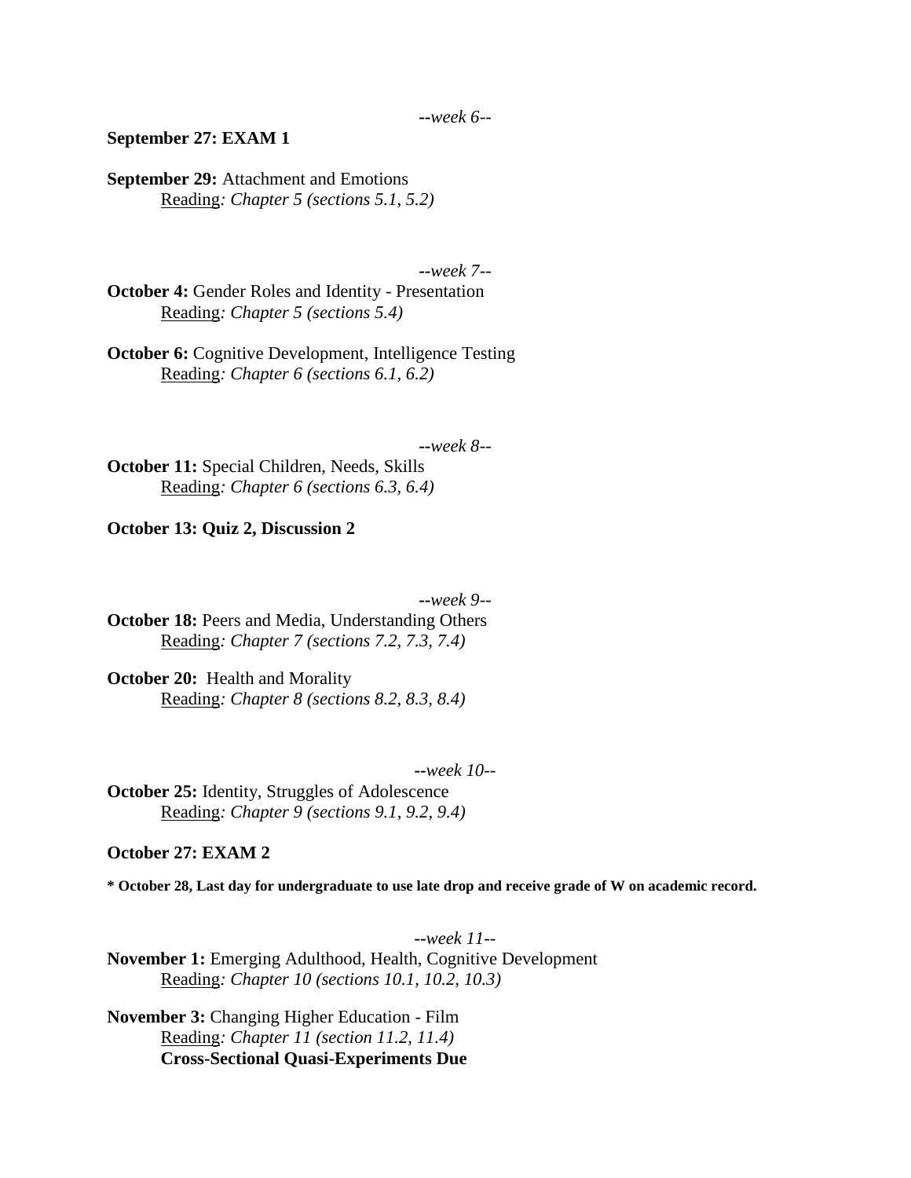*--week 6--*

**September 27: EXAM 1**

**September 29:** Attachment and Emotions
Reading*: Chapter 5 (sections 5.1, 5.2)*

*--week 7--*

**October 4:** Gender Roles and Identity - Presentation
Reading*: Chapter 5 (sections 5.4)*

**October 6:** Cognitive Development, Intelligence Testing
Reading*: Chapter 6 (sections 6.1, 6.2)*

*--week 8--*

**October 11:** Special Children, Needs, Skills
Reading*: Chapter 6 (sections 6.3, 6.4)*

**October 13: Quiz 2, Discussion 2**

*--week 9--*

**October 18:** Peers and Media, Understanding Others
Reading*: Chapter 7 (sections 7.2, 7.3, 7.4)*

**October 20:** Health and Morality
Reading*: Chapter 8 (sections 8.2, 8.3, 8.4)*

*--week 10--*

**October 25:** Identity, Struggles of Adolescence
Reading*: Chapter 9 (sections 9.1, 9.2, 9.4)*

**October 27: EXAM 2**

**\* October 28, Last day for undergraduate to use late drop and receive grade of W on academic record.**

*--week 11--*

**November 1:** Emerging Adulthood, Health, Cognitive Development
Reading*: Chapter 10 (sections 10.1, 10.2, 10.3)*

**November 3:** Changing Higher Education - Film
Reading*: Chapter 11 (section 11.2, 11.4)*
**Cross-Sectional Quasi-Experiments Due**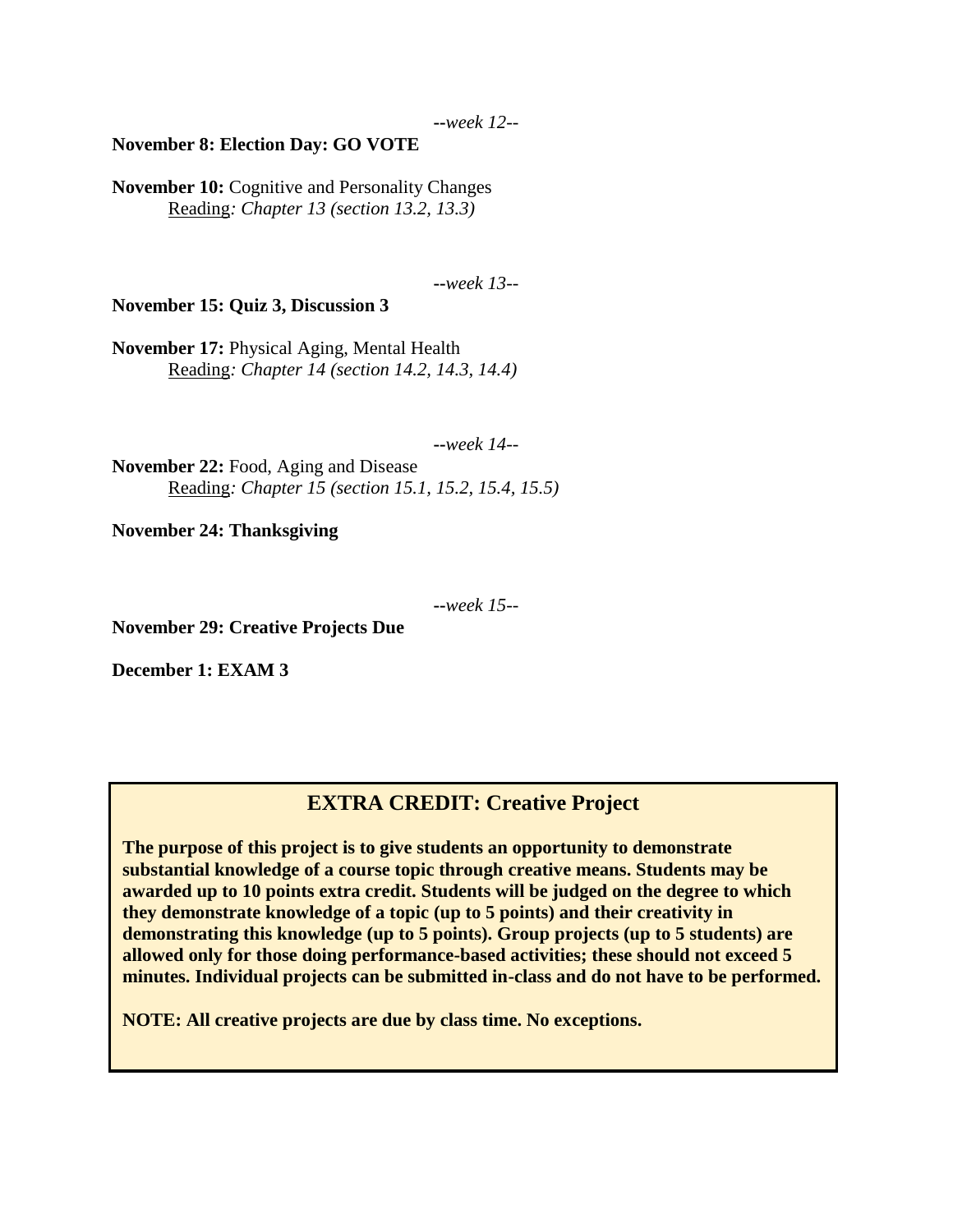*--week 12--*

**November 8: Election Day: GO VOTE**

**November 10:** Cognitive and Personality Changes
Reading*: Chapter 13 (section 13.2, 13.3)*

*--week 13--*

**November 15: Quiz 3, Discussion 3**

**November 17:** Physical Aging, Mental Health
Reading*: Chapter 14 (section 14.2, 14.3, 14.4)*

*--week 14--*

**November 22:** Food, Aging and Disease
Reading*: Chapter 15 (section 15.1, 15.2, 15.4, 15.5)*

**November 24: Thanksgiving**

*--week 15--*

**November 29: Creative Projects Due**

**December 1: EXAM 3**

## EXTRA CREDIT: Creative Project

**The purpose of this project is to give students an opportunity to demonstrate substantial knowledge of a course topic through creative means. Students may be awarded up to 10 points extra credit. Students will be judged on the degree to which they demonstrate knowledge of a topic (up to 5 points) and their creativity in demonstrating this knowledge (up to 5 points). Group projects (up to 5 students) are allowed only for those doing performance-based activities; these should not exceed 5 minutes. Individual projects can be submitted in-class and do not have to be performed.**

**NOTE: All creative projects are due by class time. No exceptions.**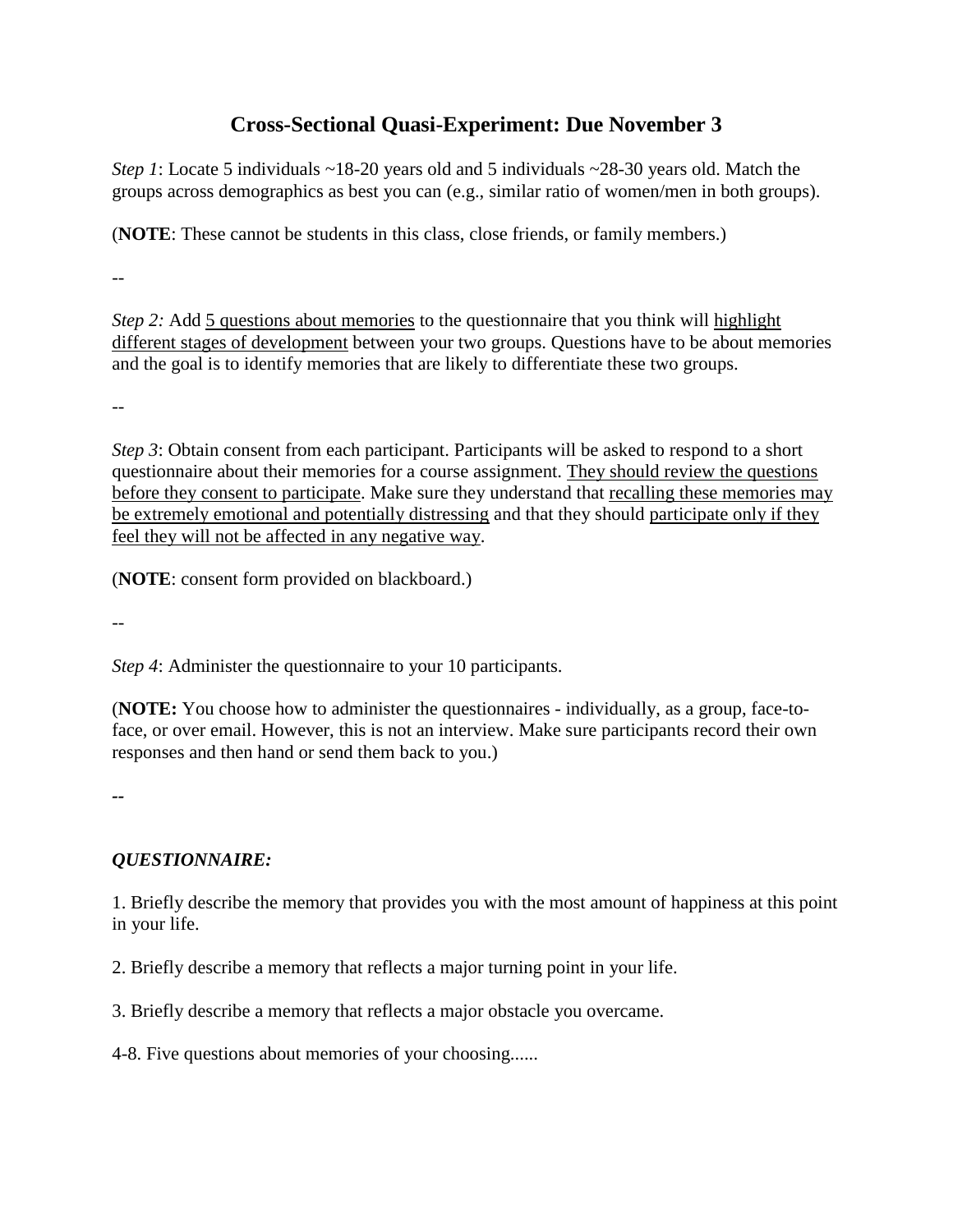# Cross-Sectional Quasi-Experiment: Due November 3

*Step 1*: Locate 5 individuals ~18-20 years old and 5 individuals ~28-30 years old. Match the groups across demographics as best you can (e.g., similar ratio of women/men in both groups).

(**NOTE**: These cannot be students in this class, close friends, or family members.)

--

*Step 2:* Add <u>5 questions about memories</u> to the questionnaire that you think will <u>highlight different stages of development</u> between your two groups. Questions have to be about memories and the goal is to identify memories that are likely to differentiate these two groups.

--

*Step 3*: Obtain consent from each participant. Participants will be asked to respond to a short questionnaire about their memories for a course assignment. <u>They should review the questions before they consent to participate</u>. Make sure they understand that <u>recalling these memories may be extremely emotional and potentially distressing</u> and that they should <u>participate only if they feel they will not be affected in any negative way</u>.

(**NOTE**: consent form provided on blackboard.)

--

*Step 4*: Administer the questionnaire to your 10 participants.

(**NOTE:** You choose how to administer the questionnaires - individually, as a group, face-to-face, or over email. However, this is not an interview. Make sure participants record their own responses and then hand or send them back to you.)

--

***QUESTIONNAIRE:***

1. Briefly describe the memory that provides you with the most amount of happiness at this point in your life.

2. Briefly describe a memory that reflects a major turning point in your life.

3. Briefly describe a memory that reflects a major obstacle you overcame.

4-8. Five questions about memories of your choosing......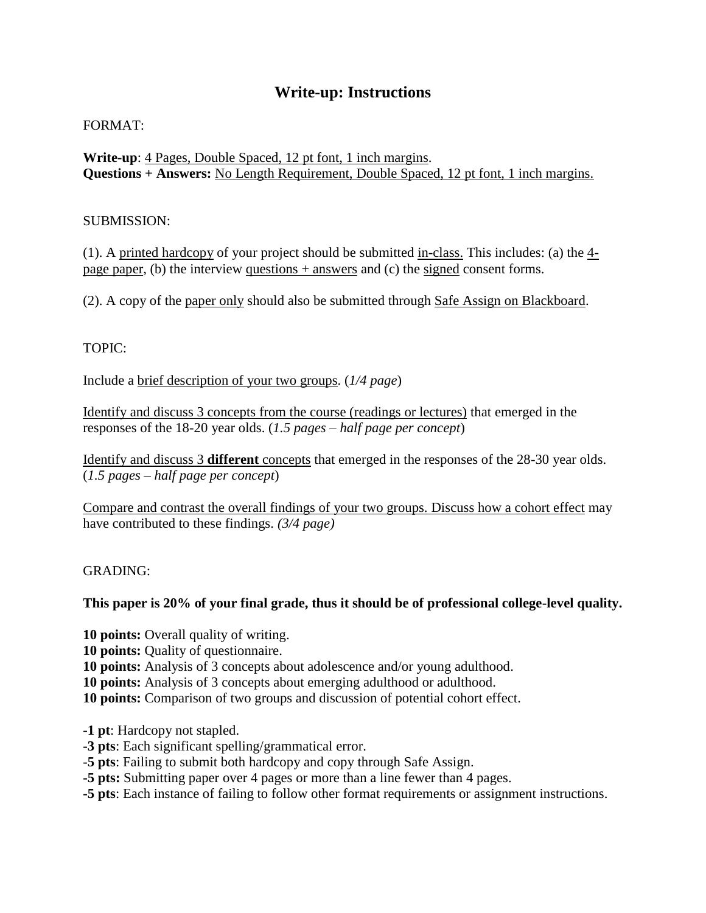# Write-up: Instructions

FORMAT:

**Write-up**: 4 Pages, Double Spaced, 12 pt font, 1 inch margins.
**Questions + Answers:** No Length Requirement, Double Spaced, 12 pt font, 1 inch margins.

SUBMISSION:

(1). A printed hardcopy of your project should be submitted in-class. This includes: (a) the 4-page paper, (b) the interview questions + answers and (c) the signed consent forms.

(2). A copy of the paper only should also be submitted through Safe Assign on Blackboard.

TOPIC:

Include a brief description of your two groups. (*1/4 page*)

Identify and discuss 3 concepts from the course (readings or lectures) that emerged in the responses of the 18-20 year olds. (*1.5 pages – half page per concept*)

Identify and discuss 3 **different** concepts that emerged in the responses of the 28-30 year olds. (*1.5 pages – half page per concept*)

Compare and contrast the overall findings of your two groups. Discuss how a cohort effect may have contributed to these findings. *(3/4 page)*

GRADING:

**This paper is 20% of your final grade, thus it should be of professional college-level quality.**

**10 points:** Overall quality of writing.
**10 points:** Quality of questionnaire.
**10 points:** Analysis of 3 concepts about adolescence and/or young adulthood.
**10 points:** Analysis of 3 concepts about emerging adulthood or adulthood.
**10 points:** Comparison of two groups and discussion of potential cohort effect.

**-1 pt**: Hardcopy not stapled.
**-3 pts**: Each significant spelling/grammatical error.
**-5 pts**: Failing to submit both hardcopy and copy through Safe Assign.
**-5 pts:** Submitting paper over 4 pages or more than a line fewer than 4 pages.
**-5 pts**: Each instance of failing to follow other format requirements or assignment instructions.